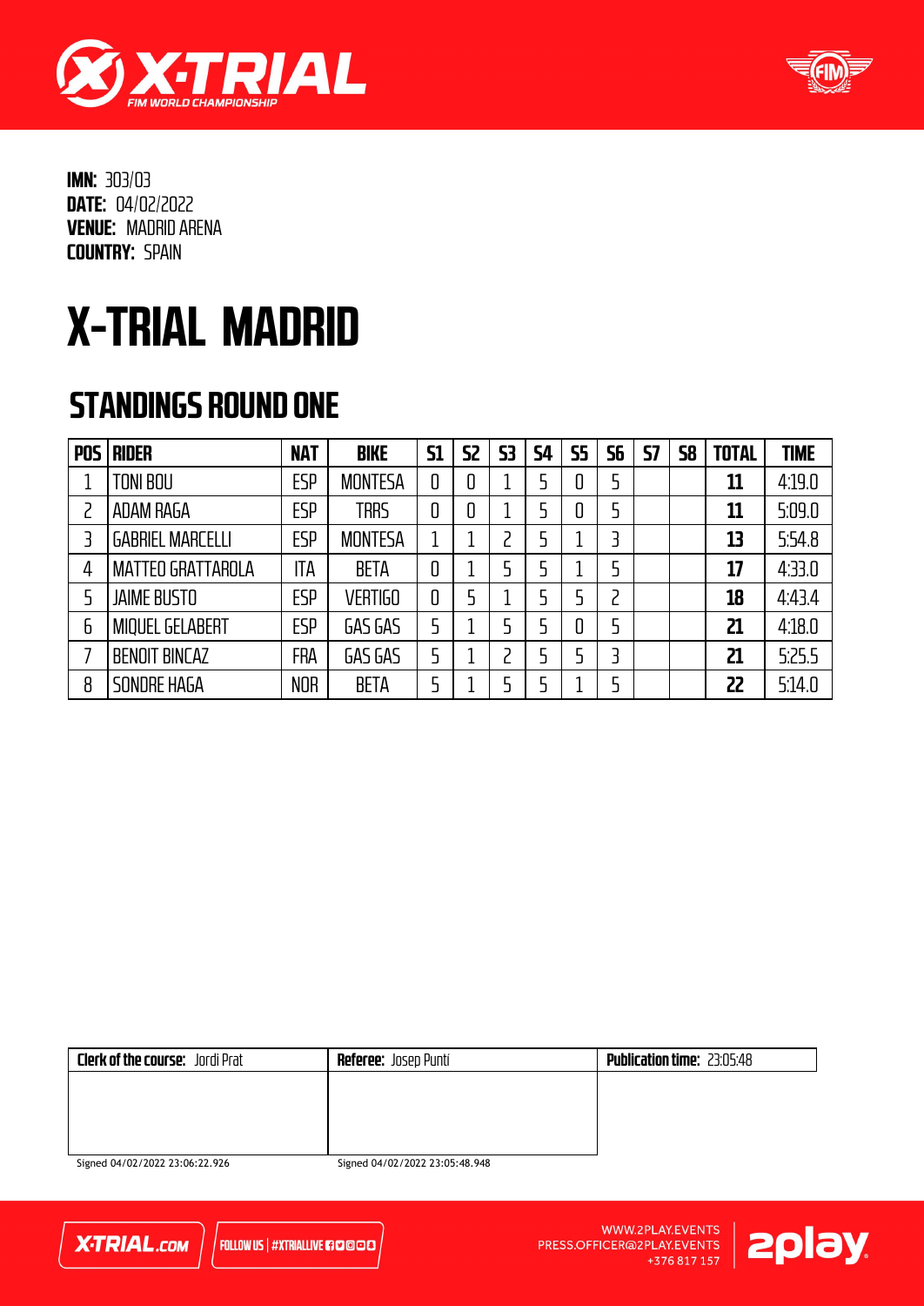**IMN:** 303/03
**DATE:** 04/02/2022
**VENUE:** MADRID ARENA
**COUNTRY:** SPAIN

# X-TRIAL MADRID

## STANDINGS ROUND ONE

| POS | RIDER | NAT | BIKE | S1 | S2 | S3 | S4 | S5 | S6 | S7 | S8 | TOTAL | TIME |
|---|---|---|---|---|---|---|---|---|---|---|---|---|---|
| 1 | TONI BOU | ESP | MONTESA | 0 | 0 | 1 | 5 | 0 | 5 | | | **11** | 4:19.0 |
| 2 | ADAM RAGA | ESP | TRRS | 0 | 0 | 1 | 5 | 0 | 5 | | | **11** | 5:09.0 |
| 3 | GABRIEL MARCELLI | ESP | MONTESA | 1 | 1 | 2 | 5 | 1 | 3 | | | **13** | 5:54.8 |
| 4 | MATTEO GRATTAROLA | ITA | BETA | 0 | 1 | 5 | 5 | 1 | 5 | | | **17** | 4:33.0 |
| 5 | JAIME BUSTO | ESP | VERTIGO | 0 | 5 | 1 | 5 | 5 | 2 | | | **18** | 4:43.4 |
| 6 | MIQUEL GELABERT | ESP | GAS GAS | 5 | 1 | 5 | 5 | 0 | 5 | | | **21** | 4:18.0 |
| 7 | BENOIT BINCAZ | FRA | GAS GAS | 5 | 1 | 2 | 5 | 5 | 3 | | | **21** | 5:25.5 |
| 8 | SONDRE HAGA | NOR | BETA | 5 | 1 | 5 | 5 | 1 | 5 | | | **22** | 5:14.0 |

| **Clerk of the course:** Jordi Prat | **Referee:** Josep Puntí | **Publication time:** 23:05:48 |
|---|---|---|
| Signed 04/02/2022 23:06:22.926 | Signed 04/02/2022 23:05:48.948 | |

X-TRIAL.COM | FOLLOW US | #XTRIALLIVE

WWW.2PLAY.EVENTS
PRESS.OFFICER@2PLAY.EVENTS
+376 817 157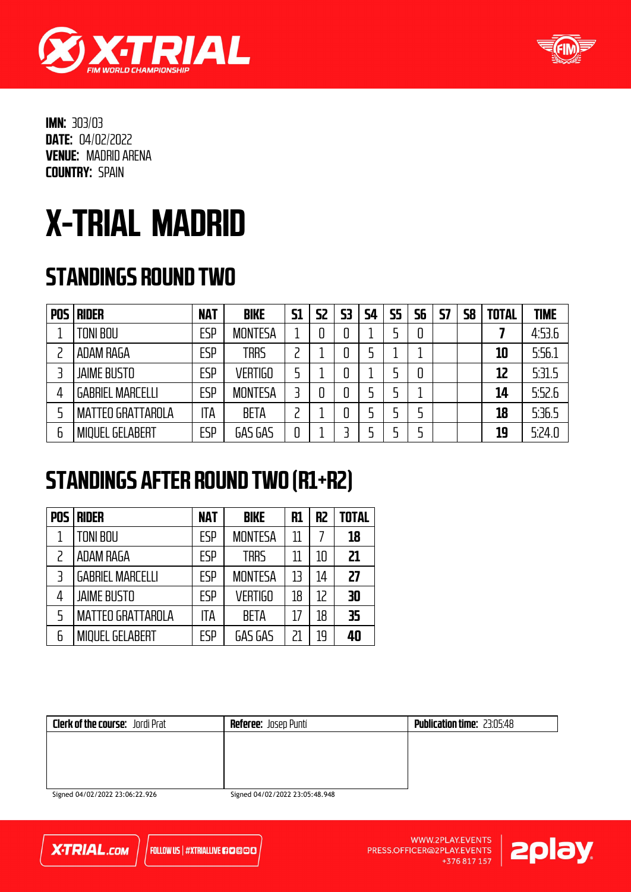**IMN:** 303/03
**DATE:** 04/02/2022
**VENUE:** MADRID ARENA
**COUNTRY:** SPAIN

# X-TRIAL MADRID

## STANDINGS ROUND TWO

| POS | RIDER | NAT | BIKE | S1 | S2 | S3 | S4 | S5 | S6 | S7 | S8 | TOTAL | TIME |
|---|---|---|---|---|---|---|---|---|---|---|---|---|---|
| 1 | TONI BOU | ESP | MONTESA | 1 | 0 | 0 | 1 | 5 | 0 | | | **7** | 4:53.6 |
| 2 | ADAM RAGA | ESP | TRRS | 2 | 1 | 0 | 5 | 1 | 1 | | | **10** | 5:56.1 |
| 3 | JAIME BUSTO | ESP | VERTIGO | 5 | 1 | 0 | 1 | 5 | 0 | | | **12** | 5:31.5 |
| 4 | GABRIEL MARCELLI | ESP | MONTESA | 3 | 0 | 0 | 5 | 5 | 1 | | | **14** | 5:52.6 |
| 5 | MATTEO GRATTAROLA | ITA | BETA | 2 | 1 | 0 | 5 | 5 | 5 | | | **18** | 5:36.5 |
| 6 | MIQUEL GELABERT | ESP | GAS GAS | 0 | 1 | 3 | 5 | 5 | 5 | | | **19** | 5:24.0 |

## STANDINGS AFTER ROUND TWO (R1+R2)

| POS | RIDER | NAT | BIKE | R1 | R2 | TOTAL |
|---|---|---|---|---|---|---|
| 1 | TONI BOU | ESP | MONTESA | 11 | 7 | **18** |
| 2 | ADAM RAGA | ESP | TRRS | 11 | 10 | **21** |
| 3 | GABRIEL MARCELLI | ESP | MONTESA | 13 | 14 | **27** |
| 4 | JAIME BUSTO | ESP | VERTIGO | 18 | 12 | **30** |
| 5 | MATTEO GRATTAROLA | ITA | BETA | 17 | 18 | **35** |
| 6 | MIQUEL GELABERT | ESP | GAS GAS | 21 | 19 | **40** |

| **Clerk of the course:** Jordi Prat | **Referee:** Josep Puntí | **Publication time:** 23:05:48 |
|---|---|---|
| Signed 04/02/2022 23:06:22.926 | Signed 04/02/2022 23:05:48.948 | |

X-TRIAL.com | FOLLOW US | #XTRIALLIVE

WWW.2PLAY.EVENTS
PRESS.OFFICER@2PLAY.EVENTS
+376 817 157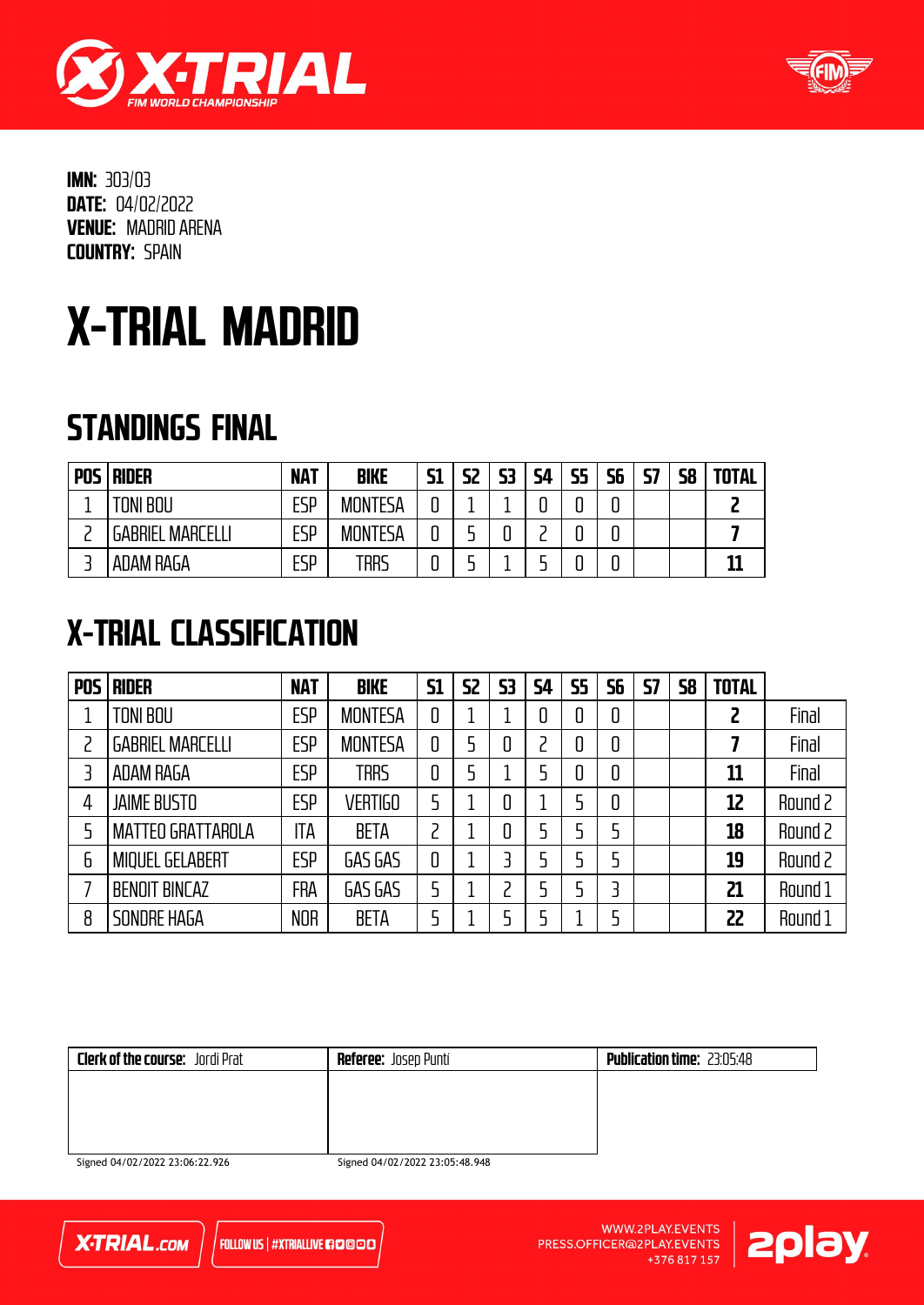**IMN:** 303/03
**DATE:** 04/02/2022
**VENUE:** MADRID ARENA
**COUNTRY:** SPAIN

# X-TRIAL MADRID

## STANDINGS FINAL

| POS | RIDER | NAT | BIKE | S1 | S2 | S3 | S4 | S5 | S6 | S7 | S8 | TOTAL |
|---|---|---|---|---|---|---|---|---|---|---|---|---|
| 1 | TONI BOU | ESP | MONTESA | 0 | 1 | 1 | 0 | 0 | 0 | | | **2** |
| 2 | GABRIEL MARCELLI | ESP | MONTESA | 0 | 5 | 0 | 2 | 0 | 0 | | | **7** |
| 3 | ADAM RAGA | ESP | TRRS | 0 | 5 | 1 | 5 | 0 | 0 | | | **11** |

## X-TRIAL CLASSIFICATION

| POS | RIDER | NAT | BIKE | S1 | S2 | S3 | S4 | S5 | S6 | S7 | S8 | TOTAL | |
|---|---|---|---|---|---|---|---|---|---|---|---|---|---|
| 1 | TONI BOU | ESP | MONTESA | 0 | 1 | 1 | 0 | 0 | 0 | | | **2** | Final |
| 2 | GABRIEL MARCELLI | ESP | MONTESA | 0 | 5 | 0 | 2 | 0 | 0 | | | **7** | Final |
| 3 | ADAM RAGA | ESP | TRRS | 0 | 5 | 1 | 5 | 0 | 0 | | | **11** | Final |
| 4 | JAIME BUSTO | ESP | VERTIGO | 5 | 1 | 0 | 1 | 5 | 0 | | | **12** | Round 2 |
| 5 | MATTEO GRATTAROLA | ITA | BETA | 2 | 1 | 0 | 5 | 5 | 5 | | | **18** | Round 2 |
| 6 | MIQUEL GELABERT | ESP | GAS GAS | 0 | 1 | 3 | 5 | 5 | 5 | | | **19** | Round 2 |
| 7 | BENOIT BINCAZ | FRA | GAS GAS | 5 | 1 | 2 | 5 | 5 | 3 | | | **21** | Round 1 |
| 8 | SONDRE HAGA | NOR | BETA | 5 | 1 | 5 | 5 | 1 | 5 | | | **22** | Round 1 |

| **Clerk of the course:** Jordi Prat | **Referee:** Josep Puntí | **Publication time:** 23:05:48 |
|---|---|---|
| Signed 04/02/2022 23:06:22.926 | Signed 04/02/2022 23:05:48.948 | |

X-TRIAL.com | FOLLOW US | #XTRIALLIVE

WWW.2PLAY.EVENTS
PRESS.OFFICER@2PLAY.EVENTS
+376 817 157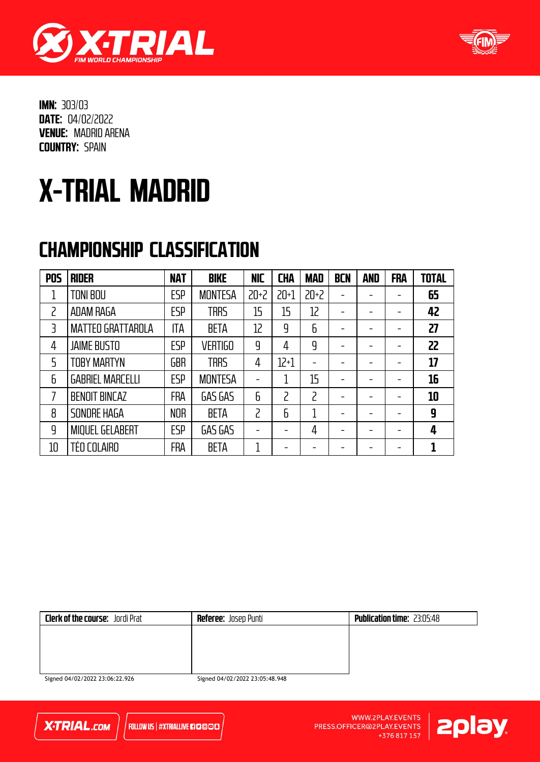**IMN:** 303/03
**DATE:** 04/02/2022
**VENUE:** MADRID ARENA
**COUNTRY:** SPAIN

# X-TRIAL MADRID

## CHAMPIONSHIP CLASSIFICATION

| POS | RIDER | NAT | BIKE | NIC | CHA | MAD | BCN | AND | FRA | TOTAL |
|---|---|---|---|---|---|---|---|---|---|---|
| 1 | TONI BOU | ESP | MONTESA | 20+2 | 20+1 | 20+2 | - | - | - | **65** |
| 2 | ADAM RAGA | ESP | TRRS | 15 | 15 | 12 | - | - | - | **42** |
| 3 | MATTEO GRATTAROLA | ITA | BETA | 12 | 9 | 6 | - | - | - | **27** |
| 4 | JAIME BUSTO | ESP | VERTIGO | 9 | 4 | 9 | - | - | - | **22** |
| 5 | TOBY MARTYN | GBR | TRRS | 4 | 12+1 | - | - | - | - | **17** |
| 6 | GABRIEL MARCELLI | ESP | MONTESA | - | 1 | 15 | - | - | - | **16** |
| 7 | BENOIT BINCAZ | FRA | GAS GAS | 6 | 2 | 2 | - | - | - | **10** |
| 8 | SONDRE HAGA | NOR | BETA | 2 | 6 | 1 | - | - | - | **9** |
| 9 | MIQUEL GELABERT | ESP | GAS GAS | - | - | 4 | - | - | - | **4** |
| 10 | TÉO COLAIRO | FRA | BETA | 1 | - | - | - | - | - | **1** |

| **Clerk of the course:** Jordi Prat | **Referee:** Josep Puntí | **Publication time:** 23:05:48 |
|---|---|---|
| Signed 04/02/2022 23:06:22.926 | Signed 04/02/2022 23:05:48.948 | |

X-TRIAL.com | FOLLOW US | #XTRIALLIVE

WWW.2PLAY.EVENTS
PRESS.OFFICER@2PLAY.EVENTS
+376 817 157